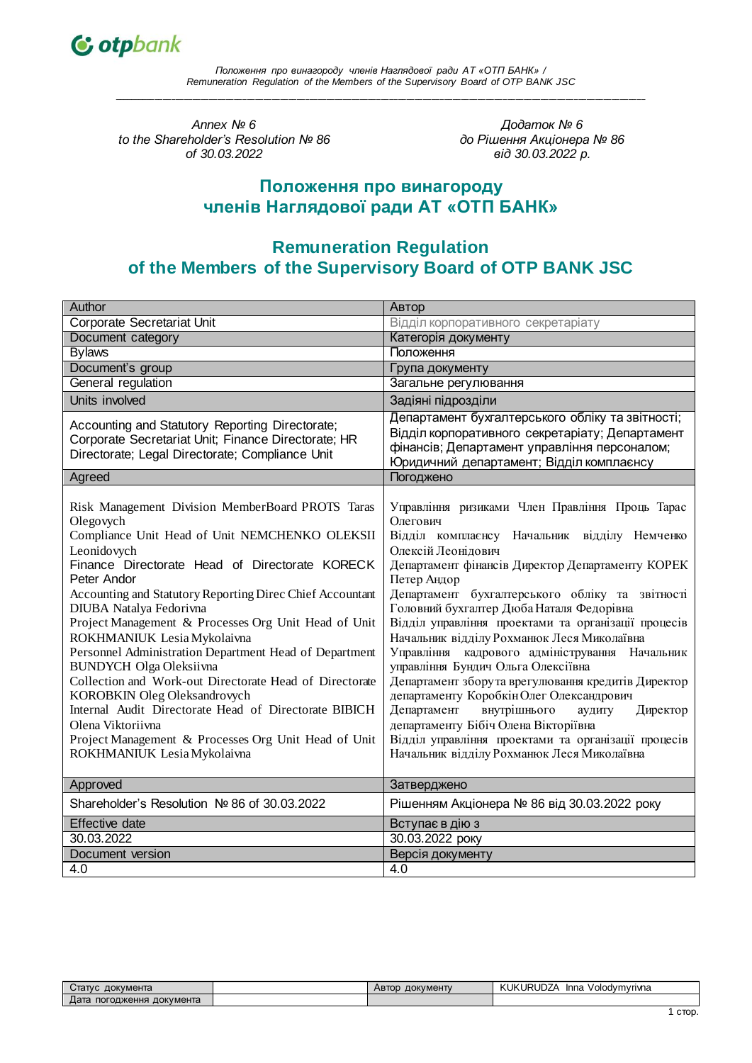Annex № 6
to the Shareholder's Resolution № 86
of 30.03.2022

Додаток № 6
до Рішення Акціонера № 86
від 30.03.2022 р.

# Положення про винагороду членів Наглядової ради АТ «ОТП БАНК»

# Remuneration Regulation of the Members of the Supervisory Board of OTP BANK JSC

| Author | Автор |
|---|---|
| Corporate Secretariat Unit | Відділ корпоративного секретаріату |
| Document category | Категорія документу |
| Bylaws | Положення |
| Document's group | Група документу |
| General regulation | Загальне регулювання |
| Units involved | Задіяні підрозділи |
| Accounting and Statutory Reporting Directorate; Corporate Secretariat Unit; Finance Directorate; HR Directorate; Legal Directorate; Compliance Unit | Департамент бухгалтерського обліку та звітності; Відділ корпоративного секретаріату; Департамент фінансів; Департамент управління персоналом; Юридичний департамент; Відділ комплаєнсу |
| Agreed | Погоджено |
| Risk Management Division MemberBoard PROTS Taras Olegovych<br>Compliance Unit Head of Unit NEMCHENKO OLEKSII Leonidovych<br>Finance Directorate Head of Directorate KORECK Peter Andor<br>Accounting and Statutory Reporting Direc Chief Accountant DIUBA Natalya Fedorivna<br>Project Management & Processes Org Unit Head of Unit ROKHMANIUK Lesia Mykolaivna<br>Personnel Administration Department Head of Department BUNDYCH Olga Oleksiivna<br>Collection and Work-out Directorate Head of Directorate KOROBKIN Oleg Oleksandrovych<br>Internal Audit Directorate Head of Directorate BIBICH Olena Viktoriivna<br>Project Management & Processes Org Unit Head of Unit ROKHMANIUK Lesia Mykolaivna | Управління ризиками Член Правління Проць Тарас Олегович<br>Відділ комплаєнсу Начальник відділу Немченко Олексій Леонідович<br>Департамент фінансів Директор Департаменту КОРЕК Петер Андор<br>Департамент бухгалтерського обліку та звітності Головний бухгалтер Дюба Наталя Федорівна<br>Відділ управління проектами та організації процесів Начальник відділу Рохманюк Леся Миколаївна<br>Управління кадрового адміністрування Начальник управління Бундич Ольга Олексіївна<br>Департамент збору та врегулювання кредитів Директор департаменту Коробкін Олег Олександрович<br>Департамент внутрішнього аудиту Директор департаменту Бібіч Олена Вікторіївна<br>Відділ управління проектами та організації процесів Начальник відділу Рохманюк Леся Миколаївна |
| Approved | Затверджено |
| Shareholder's Resolution № 86 of 30.03.2022 | Рішенням Акціонера № 86 від 30.03.2022 року |
| Effective date | Вступає в дію з |
| 30.03.2022 | 30.03.2022 року |
| Document version | Версія документу |
| 4.0 | 4.0 |

| Статус документа | | Автор документу | KUKURUDZA Inna Volodymyrivna |
|---|---|---|---|
| Дата погодження документа | | | |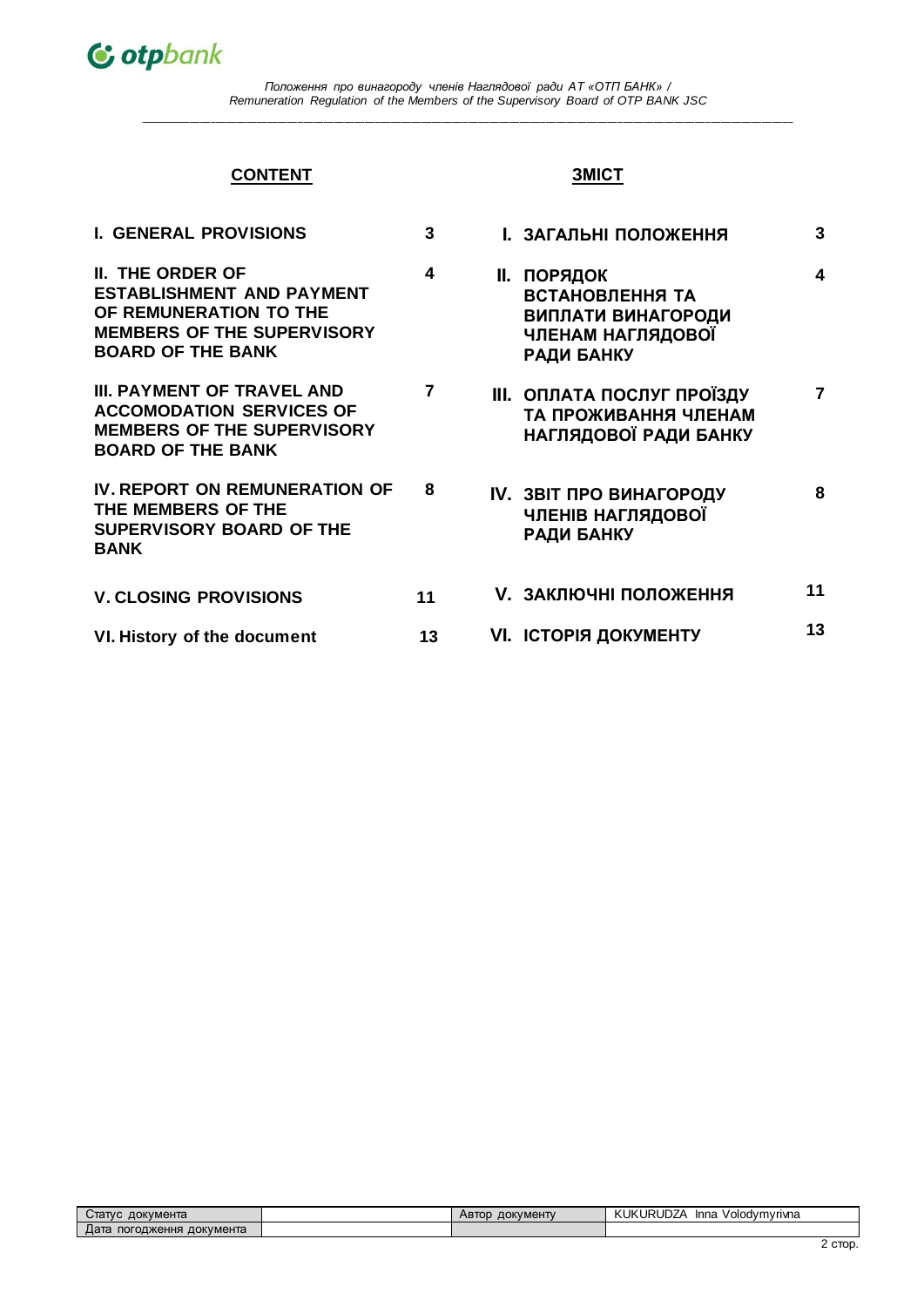## CONTENT

| | |
|---|---|
| **I. GENERAL PROVISIONS** | **3** |
| **II. THE ORDER OF ESTABLISHMENT AND PAYMENT OF REMUNERATION TO THE MEMBERS OF THE SUPERVISORY BOARD OF THE BANK** | **4** |
| **III. PAYMENT OF TRAVEL AND ACCOMODATION SERVICES OF MEMBERS OF THE SUPERVISORY BOARD OF THE BANK** | **7** |
| **IV. REPORT ON REMUNERATION OF THE MEMBERS OF THE SUPERVISORY BOARD OF THE BANK** | **8** |
| **V. CLOSING PROVISIONS** | **11** |
| **VI. History of the document** | **13** |

## ЗМІСТ

| | |
|---|---|
| **I. ЗАГАЛЬНІ ПОЛОЖЕННЯ** | **3** |
| **II. ПОРЯДОК ВСТАНОВЛЕННЯ ТА ВИПЛАТИ ВИНАГОРОДИ ЧЛЕНАМ НАГЛЯДОВОЇ РАДИ БАНКУ** | **4** |
| **III. ОПЛАТА ПОСЛУГ ПРОЇЗДУ ТА ПРОЖИВАННЯ ЧЛЕНАМ НАГЛЯДОВОЇ РАДИ БАНКУ** | **7** |
| **IV. ЗВІТ ПРО ВИНАГОРОДУ ЧЛЕНІВ НАГЛЯДОВОЇ РАДИ БАНКУ** | **8** |
| **V. ЗАКЛЮЧНІ ПОЛОЖЕННЯ** | **11** |
| **VI. ІСТОРІЯ ДОКУМЕНТУ** | **13** |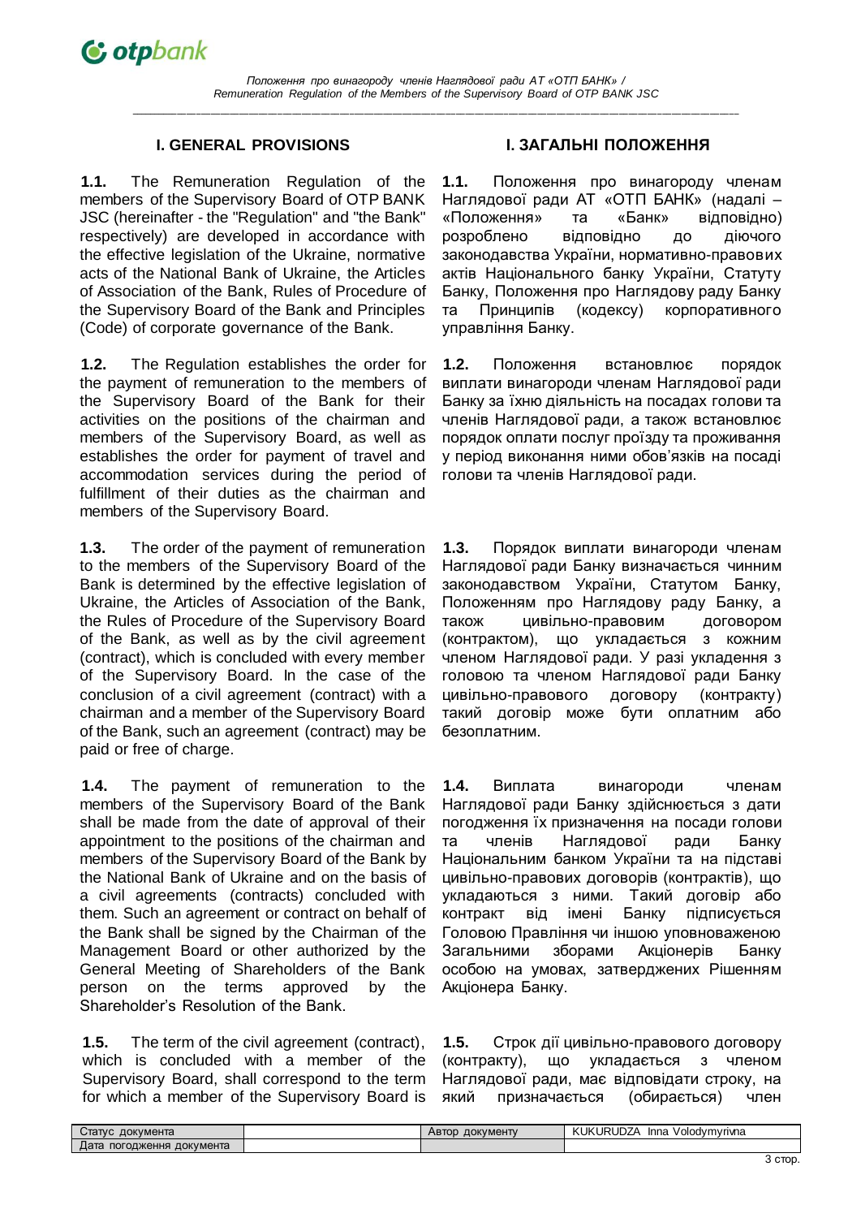## I. GENERAL PROVISIONS

**1.1.** The Remuneration Regulation of the members of the Supervisory Board of OTP BANK JSC (hereinafter - the "Regulation" and "the Bank" respectively) are developed in accordance with the effective legislation of the Ukraine, normative acts of the National Bank of Ukraine, the Articles of Association of the Bank, Rules of Procedure of the Supervisory Board of the Bank and Principles (Code) of corporate governance of the Bank.

**1.2.** The Regulation establishes the order for the payment of remuneration to the members of the Supervisory Board of the Bank for their activities on the positions of the chairman and members of the Supervisory Board, as well as establishes the order for payment of travel and accommodation services during the period of fulfillment of their duties as the chairman and members of the Supervisory Board.

**1.3.** The order of the payment of remuneration to the members of the Supervisory Board of the Bank is determined by the effective legislation of Ukraine, the Articles of Association of the Bank, the Rules of Procedure of the Supervisory Board of the Bank, as well as by the civil agreement (contract), which is concluded with every member of the Supervisory Board. In the case of the conclusion of a civil agreement (contract) with a chairman and a member of the Supervisory Board of the Bank, such an agreement (contract) may be paid or free of charge.

**1.4.** The payment of remuneration to the members of the Supervisory Board of the Bank shall be made from the date of approval of their appointment to the positions of the chairman and members of the Supervisory Board of the Bank by the National Bank of Ukraine and on the basis of a civil agreements (contracts) concluded with them. Such an agreement or contract on behalf of the Bank shall be signed by the Chairman of the Management Board or other authorized by the General Meeting of Shareholders of the Bank person on the terms approved by the Shareholder's Resolution of the Bank.

**1.5.** The term of the civil agreement (contract), which is concluded with a member of the Supervisory Board, shall correspond to the term for which a member of the Supervisory Board is

## I. ЗАГАЛЬНІ ПОЛОЖЕННЯ

**1.1.** Положення про винагороду членам Наглядової ради АТ «ОТП БАНК» (надалі – «Положення» та «Банк» відповідно) розроблено відповідно до діючого законодавства України, нормативно-правових актів Національного банку України, Статуту Банку, Положення про Наглядову раду Банку та Принципів (кодексу) корпоративного управління Банку.

**1.2.** Положення встановлює порядок виплати винагороди членам Наглядової ради Банку за їхню діяльність на посадах голови та членів Наглядової ради, а також встановлює порядок оплати послуг проїзду та проживання у період виконання ними обов'язків на посаді голови та членів Наглядової ради.

**1.3.** Порядок виплати винагороди членам Наглядової ради Банку визначається чинним законодавством України, Статутом Банку, Положенням про Наглядову раду Банку, а також цивільно-правовим договором (контрактом), що укладається з кожним членом Наглядової ради. У разі укладення з головою та членом Наглядової ради Банку цивільно-правового договору (контракту) такий договір може бути оплатним або безоплатним.

**1.4.** Виплата винагороди членам Наглядової ради Банку здійснюється з дати погодження їх призначення на посади голови та членів Наглядової ради Банку Національним банком України та на підставі цивільно-правових договорів (контрактів), що укладаються з ними. Такий договір або контракт від імені Банку підписується Головою Правління чи іншою уповноваженою Загальними зборами Акціонерів Банку особою на умовах, затверджених Рішенням Акціонера Банку.

**1.5.** Строк дії цивільно-правового договору (контракту), що укладається з членом Наглядової ради, має відповідати строку, на який призначається (обирається) член

| Статус документа | | Автор документу | KUKURUDZA Inna Volodymyrivna |
|---|---|---|---|
| Дата погодження документа | | | |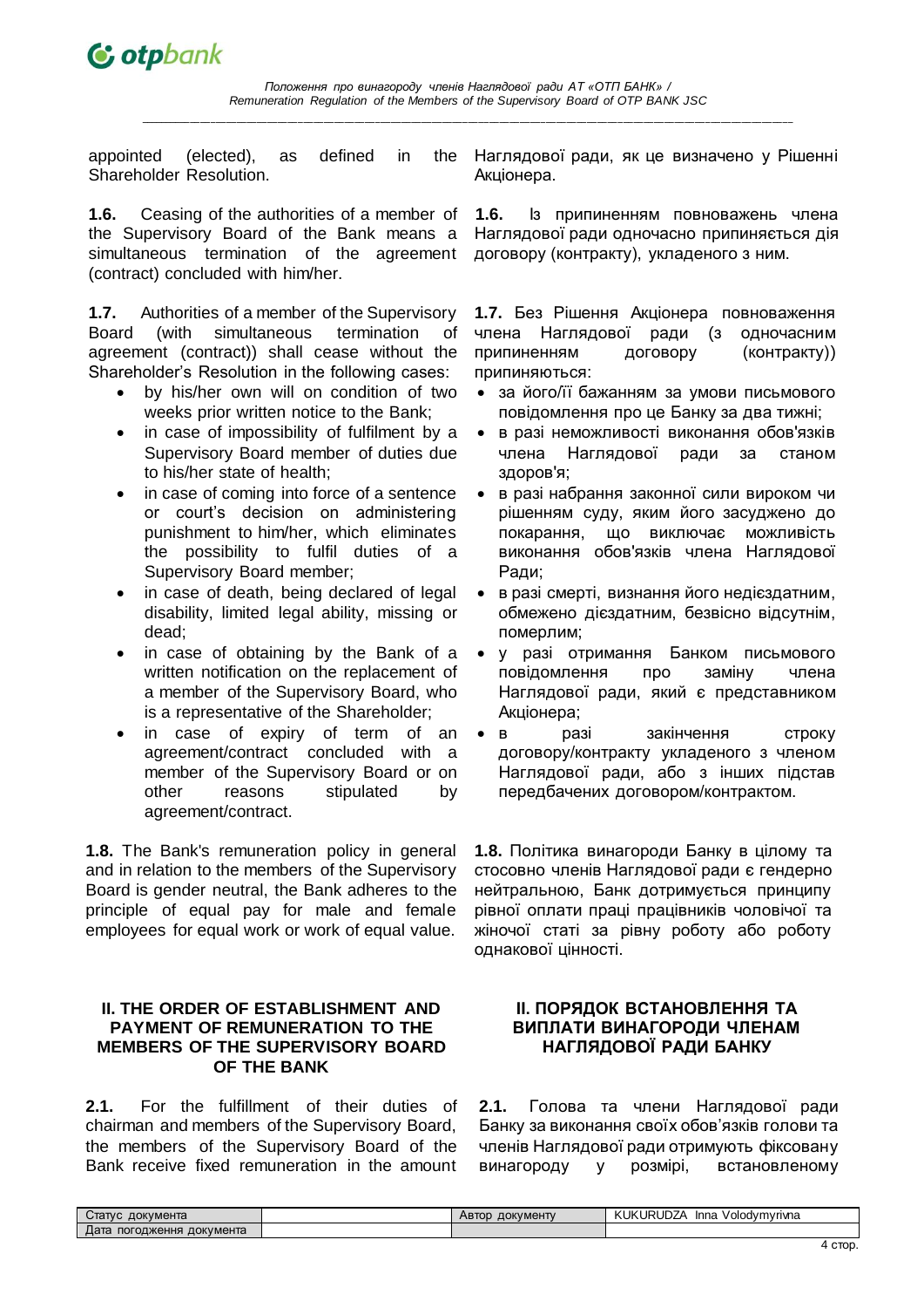appointed (elected), as defined in the Shareholder Resolution.

Наглядової ради, як це визначено у Рішенні Акціонера.

**1.6.** Ceasing of the authorities of a member of the Supervisory Board of the Bank means a simultaneous termination of the agreement (contract) concluded with him/her.

**1.6.** Із припиненням повноважень члена Наглядової ради одночасно припиняється дія договору (контракту), укладеного з ним.

**1.7.** Authorities of a member of the Supervisory Board (with simultaneous termination of agreement (contract)) shall cease without the Shareholder's Resolution in the following cases:

- by his/her own will on condition of two weeks prior written notice to the Bank;
- in case of impossibility of fulfilment by a Supervisory Board member of duties due to his/her state of health;
- in case of coming into force of a sentence or court's decision on administering punishment to him/her, which eliminates the possibility to fulfil duties of a Supervisory Board member;
- in case of death, being declared of legal disability, limited legal ability, missing or dead;
- in case of obtaining by the Bank of a written notification on the replacement of a member of the Supervisory Board, who is a representative of the Shareholder;
- in case of expiry of term of an agreement/contract concluded with a member of the Supervisory Board or on other reasons stipulated by agreement/contract.

**1.7.** Без Рішення Акціонера повноваження члена Наглядової ради (з одночасним припиненням договору (контракту)) припиняються:

- за його/її бажанням за умови письмового повідомлення про це Банку за два тижні;
- в разі неможливості виконання обов'язків члена Наглядової ради за станом здоров'я;
- в разі набрання законної сили вироком чи рішенням суду, яким його засуджено до покарання, що виключає можливість виконання обов'язків члена Наглядової Ради;
- в разі смерті, визнання його недієздатним, обмежено дієздатним, безвісно відсутнім, померлим;
- у разі отримання Банком письмового повідомлення про заміну члена Наглядової ради, який є представником Акціонера;
- в разі закінчення строку договору/контракту укладеного з членом Наглядової ради, або з інших підстав передбачених договором/контрактом.

**1.8.** The Bank's remuneration policy in general and in relation to the members of the Supervisory Board is gender neutral, the Bank adheres to the principle of equal pay for male and female employees for equal work or work of equal value.

**1.8.** Політика винагороди Банку в цілому та стосовно членів Наглядової ради є гендерно нейтральною, Банк дотримується принципу рівної оплати праці працівників чоловічої та жіночої статі за рівну роботу або роботу однакової цінності.

## II. THE ORDER OF ESTABLISHMENT AND PAYMENT OF REMUNERATION TO THE MEMBERS OF THE SUPERVISORY BOARD OF THE BANK

## II. ПОРЯДОК ВСТАНОВЛЕННЯ ТА ВИПЛАТИ ВИНАГОРОДИ ЧЛЕНАМ НАГЛЯДОВОЇ РАДИ БАНКУ

**2.1.** For the fulfillment of their duties of chairman and members of the Supervisory Board, the members of the Supervisory Board of the Bank receive fixed remuneration in the amount

**2.1.** Голова та члени Наглядової ради Банку за виконання своїх обов'язків голови та членів Наглядової ради отримують фіксовану винагороду у розмірі, встановленому

| Статус документа | | Автор документу | KUKURUDZA Inna Volodymyrivna |
|---|---|---|---|
| Дата погодження документа | | | |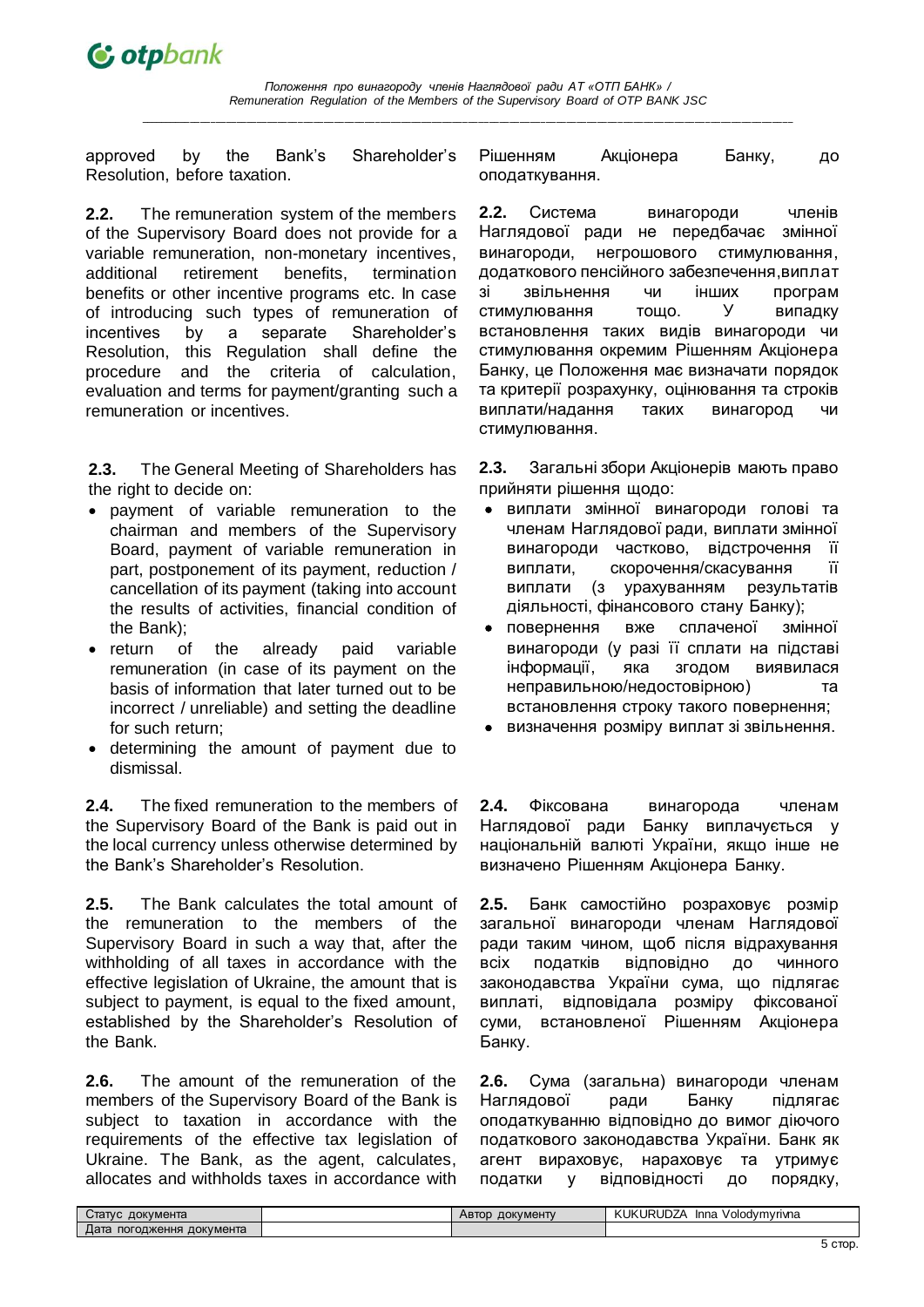approved by the Bank's Shareholder's Resolution, before taxation.

Рішенням Акціонера Банку, до оподаткування.

**2.2.** The remuneration system of the members of the Supervisory Board does not provide for a variable remuneration, non-monetary incentives, additional retirement benefits, termination benefits or other incentive programs etc. In case of introducing such types of remuneration of incentives by a separate Shareholder's Resolution, this Regulation shall define the procedure and the criteria of calculation, evaluation and terms for payment/granting such a remuneration or incentives.

**2.2.** Система винагороди членів Наглядової ради не передбачає змінної винагороди, негрошового стимулювання, додаткового пенсійного забезпечення,виплат зі звільнення чи інших програм стимулювання тощо. У випадку встановлення таких видів винагороди чи стимулювання окремим Рішенням Акціонера Банку, це Положення має визначати порядок та критерії розрахунку, оцінювання та строків виплати/надання таких винагород чи стимулювання.

**2.3.** The General Meeting of Shareholders has the right to decide on:

- payment of variable remuneration to the chairman and members of the Supervisory Board, payment of variable remuneration in part, postponement of its payment, reduction / cancellation of its payment (taking into account the results of activities, financial condition of the Bank);
- return of the already paid variable remuneration (in case of its payment on the basis of information that later turned out to be incorrect / unreliable) and setting the deadline for such return;
- determining the amount of payment due to dismissal.

**2.3.** Загальні збори Акціонерів мають право прийняти рішення щодо:

- виплати змінної винагороди голові та членам Наглядової ради, виплати змінної винагороди частково, відстрочення її виплати, скорочення/скасування її виплати (з урахуванням результатів діяльності, фінансового стану Банку);
- повернення вже сплаченої змінної винагороди (у разі її сплати на підставі інформації, яка згодом виявилася неправильною/недостовірною) та встановлення строку такого повернення;
- визначення розміру виплат зі звільнення.

**2.4.** The fixed remuneration to the members of the Supervisory Board of the Bank is paid out in the local currency unless otherwise determined by the Bank's Shareholder's Resolution.

**2.4.** Фіксована винагорода членам Наглядової ради Банку виплачується у національній валюті України, якщо інше не визначено Рішенням Акціонера Банку.

**2.5.** The Bank calculates the total amount of the remuneration to the members of the Supervisory Board in such a way that, after the withholding of all taxes in accordance with the effective legislation of Ukraine, the amount that is subject to payment, is equal to the fixed amount, established by the Shareholder's Resolution of the Bank.

**2.5.** Банк самостійно розраховує розмір загальної винагороди членам Наглядової ради таким чином, щоб після відрахування всіх податків відповідно до чинного законодавства України сума, що підлягає виплаті, відповідала розміру фіксованої суми, встановленої Рішенням Акціонера Банку.

**2.6.** The amount of the remuneration of the members of the Supervisory Board of the Bank is subject to taxation in accordance with the requirements of the effective tax legislation of Ukraine. The Bank, as the agent, calculates, allocates and withholds taxes in accordance with

**2.6.** Сума (загальна) винагороди членам Наглядової ради Банку підлягає оподаткуванню відповідно до вимог діючого податкового законодавства України. Банк як агент вираховує, нараховує та утримує податки у відповідності до порядку,

| Статус документа | | Автор документу | KUKURUDZA Inna Volodymyrivna |
|---|---|---|---|
| Дата погодження документа | | | |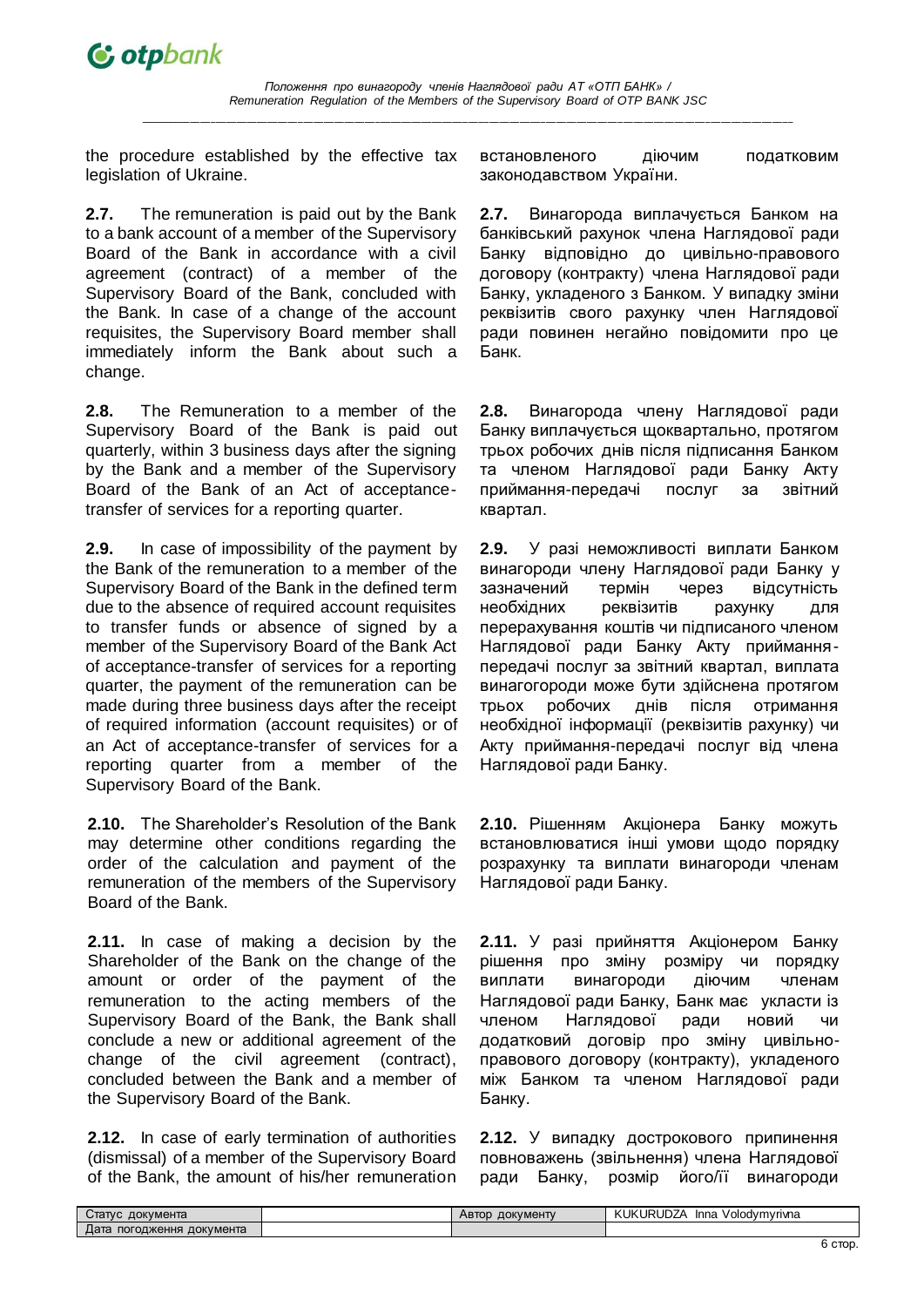the procedure established by the effective tax legislation of Ukraine.

встановленого діючим податковим законодавством України.

**2.7.** The remuneration is paid out by the Bank to a bank account of a member of the Supervisory Board of the Bank in accordance with a civil agreement (contract) of a member of the Supervisory Board of the Bank, concluded with the Bank. In case of a change of the account requisites, the Supervisory Board member shall immediately inform the Bank about such a change.

**2.7.** Винагорода виплачується Банком на банківський рахунок члена Наглядової ради Банку відповідно до цивільно-правового договору (контракту) члена Наглядової ради Банку, укладеного з Банком. У випадку зміни реквізитів свого рахунку член Наглядової ради повинен негайно повідомити про це Банк.

**2.8.** The Remuneration to a member of the Supervisory Board of the Bank is paid out quarterly, within 3 business days after the signing by the Bank and a member of the Supervisory Board of the Bank of an Act of acceptance-transfer of services for a reporting quarter.

**2.8.** Винагорода члену Наглядової ради Банку виплачується щоквартально, протягом трьох робочих днів після підписання Банком та членом Наглядової ради Банку Акту приймання-передачі послуг за звітний квартал.

**2.9.** In case of impossibility of the payment by the Bank of the remuneration to a member of the Supervisory Board of the Bank in the defined term due to the absence of required account requisites to transfer funds or absence of signed by a member of the Supervisory Board of the Bank Act of acceptance-transfer of services for a reporting quarter, the payment of the remuneration can be made during three business days after the receipt of required information (account requisites) or of an Act of acceptance-transfer of services for a reporting quarter from a member of the Supervisory Board of the Bank.

**2.9.** У разі неможливості виплати Банком винагороди члену Наглядової ради Банку у зазначений термін через відсутність необхідних реквізитів рахунку для перерахування коштів чи підписаного членом Наглядової ради Банку Акту приймання-передачі послуг за звітний квартал, виплата винагогороди може бути здійснена протягом трьох робочих днів після отримання необхідної інформації (реквізитів рахунку) чи Акту приймання-передачі послуг від члена Наглядової ради Банку.

**2.10.** The Shareholder's Resolution of the Bank may determine other conditions regarding the order of the calculation and payment of the remuneration of the members of the Supervisory Board of the Bank.

**2.10.** Рішенням Акціонера Банку можуть встановлюватися інші умови щодо порядку розрахунку та виплати винагороди членам Наглядової ради Банку.

**2.11.** In case of making a decision by the Shareholder of the Bank on the change of the amount or order of the payment of the remuneration to the acting members of the Supervisory Board of the Bank, the Bank shall conclude a new or additional agreement of the change of the civil agreement (contract), concluded between the Bank and a member of the Supervisory Board of the Bank.

**2.11.** У разі прийняття Акціонером Банку рішення про зміну розміру чи порядку виплати винагороди діючим членам Наглядової ради Банку, Банк має укласти із членом Наглядової ради новий чи додатковий договір про зміну цивільно-правового договору (контракту), укладеного між Банком та членом Наглядової ради Банку.

**2.12.** In case of early termination of authorities (dismissal) of a member of the Supervisory Board of the Bank, the amount of his/her remuneration

**2.12.** У випадку дострокового припинення повноважень (звільнення) члена Наглядової ради Банку, розмір його/її винагороди

| Статус документа | | Автор документу | KUKURUDZA Inna Volodymyrivna |
|---|---|---|---|
| Дата погодження документа | | | |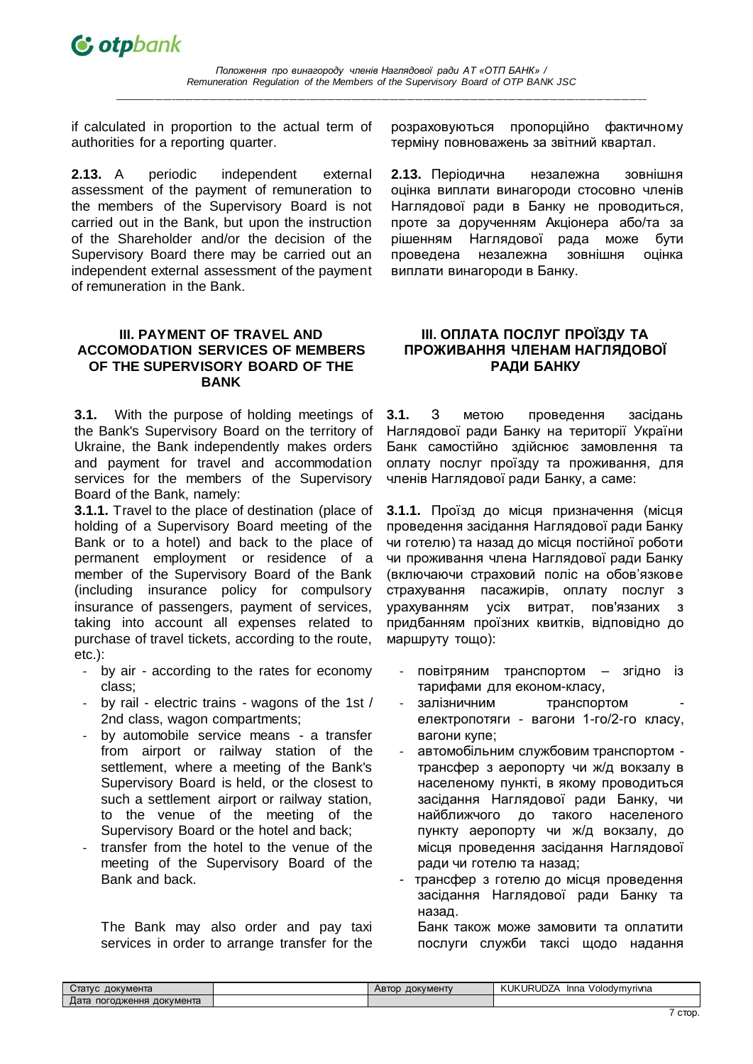if calculated in proportion to the actual term of authorities for a reporting quarter.

**2.13.** A periodic independent external assessment of the payment of remuneration to the members of the Supervisory Board is not carried out in the Bank, but upon the instruction of the Shareholder and/or the decision of the Supervisory Board there may be carried out an independent external assessment of the payment of remuneration in the Bank.

## III. PAYMENT OF TRAVEL AND ACCOMODATION SERVICES OF MEMBERS OF THE SUPERVISORY BOARD OF THE BANK

**3.1.** With the purpose of holding meetings of the Bank's Supervisory Board on the territory of Ukraine, the Bank independently makes orders and payment for travel and accommodation services for the members of the Supervisory Board of the Bank, namely:

**3.1.1.** Travel to the place of destination (place of holding of a Supervisory Board meeting of the Bank or to a hotel) and back to the place of permanent employment or residence of a member of the Supervisory Board of the Bank (including insurance policy for compulsory insurance of passengers, payment of services, taking into account all expenses related to purchase of travel tickets, according to the route, etc.):

- by air - according to the rates for economy class;
- by rail - electric trains - wagons of the 1st / 2nd class, wagon compartments;
- by automobile service means - a transfer from airport or railway station of the settlement, where a meeting of the Bank's Supervisory Board is held, or the closest to such a settlement airport or railway station, to the venue of the meeting of the Supervisory Board or the hotel and back;
- transfer from the hotel to the venue of the meeting of the Supervisory Board of the Bank and back.

The Bank may also order and pay taxi services in order to arrange transfer for the

розраховуються пропорційно фактичному терміну повноважень за звітний квартал.

**2.13.** Періодична незалежна зовнішня оцінка виплати винагороди стосовно членів Наглядової ради в Банку не проводиться, проте за дорученням Акціонера або/та за рішенням Наглядової рада може бути проведена незалежна зовнішня оцінка виплати винагороди в Банку.

## III. ОПЛАТА ПОСЛУГ ПРОЇЗДУ ТА ПРОЖИВАННЯ ЧЛЕНАМ НАГЛЯДОВОЇ РАДИ БАНКУ

**3.1.** З метою проведення засідань Наглядової ради Банку на території України Банк самостійно здійснює замовлення та оплату послуг проїзду та проживання, для членів Наглядової ради Банку, а саме:

**3.1.1.** Проїзд до місця призначення (місця проведення засідання Наглядової ради Банку чи готелю) та назад до місця постійної роботи чи проживання члена Наглядової ради Банку (включаючи страховий поліс на обов'язкове страхування пасажирів, оплату послуг з урахуванням усіх витрат, пов'язаних з придбанням проїзних квитків, відповідно до маршруту тощо):

- повітряним транспортом – згідно із тарифами для економ-класу,
- залізничним транспортом - електропотяги - вагони 1-го/2-го класу, вагони купе;
- автомобільним службовим транспортом - трансфер з аеропорту чи ж/д вокзалу в населеному пункті, в якому проводиться засідання Наглядової ради Банку, чи найближчого до такого населеного пункту аеропорту чи ж/д вокзалу, до місця проведення засідання Наглядової ради чи готелю та назад;
- трансфер з готелю до місця проведення засідання Наглядової ради Банку та назад.

Банк також може замовити та оплатити послуги служби таксі щодо надання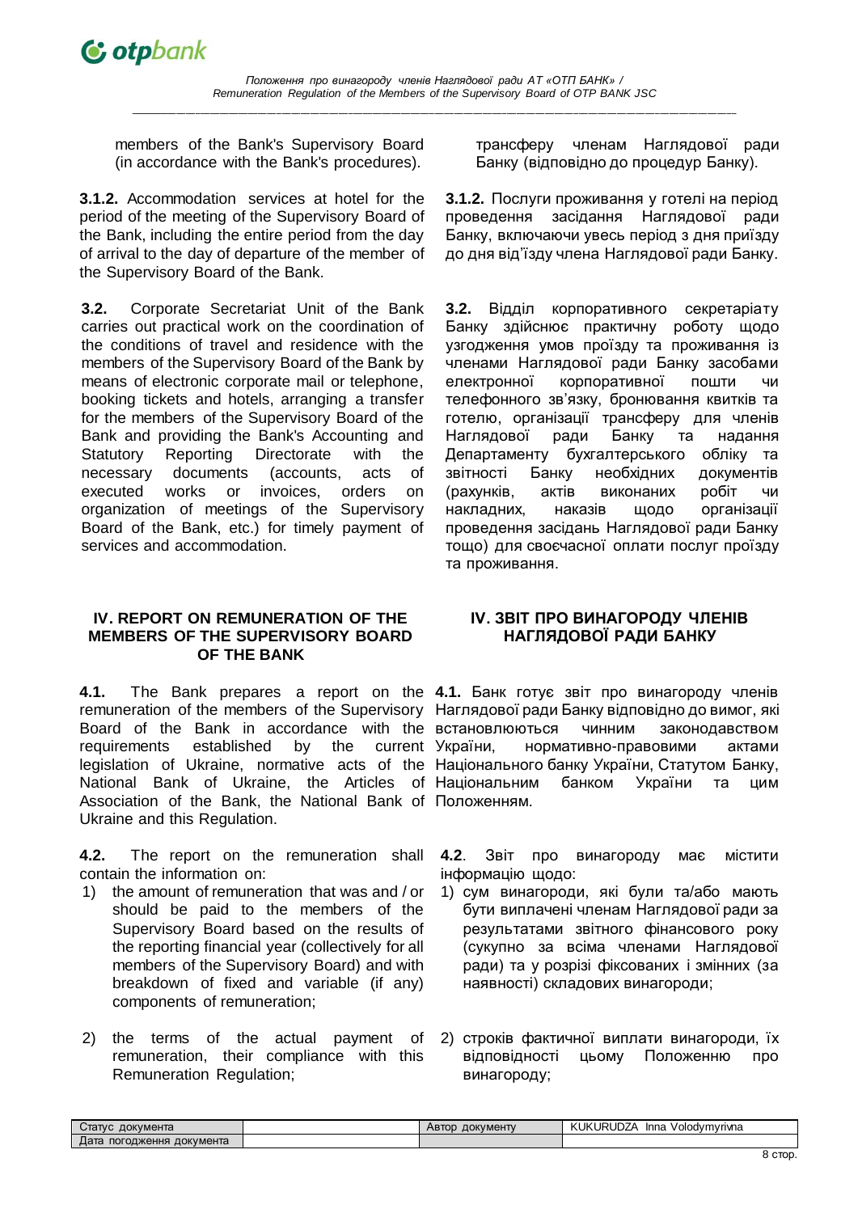members of the Bank's Supervisory Board (in accordance with the Bank's procedures).

трансферу членам Наглядової ради Банку (відповідно до процедур Банку).

**3.1.2.** Accommodation services at hotel for the period of the meeting of the Supervisory Board of the Bank, including the entire period from the day of arrival to the day of departure of the member of the Supervisory Board of the Bank.

**3.1.2.** Послуги проживання у готелі на період проведення засідання Наглядової ради Банку, включаючи увесь період з дня приїзду до дня від'їзду члена Наглядової ради Банку.

**3.2.** Corporate Secretariat Unit of the Bank carries out practical work on the coordination of the conditions of travel and residence with the members of the Supervisory Board of the Bank by means of electronic corporate mail or telephone, booking tickets and hotels, arranging a transfer for the members of the Supervisory Board of the Bank and providing the Bank's Accounting and Statutory Reporting Directorate with the necessary documents (accounts, acts of executed works or invoices, orders on organization of meetings of the Supervisory Board of the Bank, etc.) for timely payment of services and accommodation.

**3.2.** Відділ корпоративного секретаріату Банку здійснює практичну роботу щодо узгодження умов проїзду та проживання із членами Наглядової ради Банку засобами електронної корпоративної пошти чи телефонного зв'язку, бронювання квитків та готелю, організації трансферу для членів Наглядової ради Банку та надання Департаменту бухгалтерського обліку та звітності Банку необхідних документів (рахунків, актів виконаних робіт чи накладних, наказів щодо організації проведення засідань Наглядової ради Банку тощо) для своєчасної оплати послуг проїзду та проживання.

## IV. REPORT ON REMUNERATION OF THE MEMBERS OF THE SUPERVISORY BOARD OF THE BANK

## IV. ЗВІТ ПРО ВИНАГОРОДУ ЧЛЕНІВ НАГЛЯДОВОЇ РАДИ БАНКУ

**4.1.** The Bank prepares a report on the remuneration of the members of the Supervisory Board of the Bank in accordance with the requirements established by the current legislation of Ukraine, normative acts of the National Bank of Ukraine, the Articles of Association of the Bank, the National Bank of Ukraine and this Regulation.

**4.1.** Банк готує звіт про винагороду членів Наглядової ради Банку відповідно до вимог, які встановлюються чинним законодавством України, нормативно-правовими актами Національного банку України, Статутом Банку, Національним банком України та цим Положенням.

**4.2.** The report on the remuneration shall contain the information on:

1) the amount of remuneration that was and / or should be paid to the members of the Supervisory Board based on the results of the reporting financial year (collectively for all members of the Supervisory Board) and with breakdown of fixed and variable (if any) components of remuneration;
2) the terms of the actual payment of remuneration, their compliance with this Remuneration Regulation;

**4.2**. Звіт про винагороду має містити інформацію щодо:

1) сум винагороди, які були та/або мають бути виплачені членам Наглядової ради за результатами звітного фінансового року (сукупно за всіма членами Наглядової ради) та у розрізі фіксованих і змінних (за наявності) складових винагороди;
2) строків фактичної виплати винагороди, їх відповідності цьому Положенню про винагороду;

| Статус документа | | Автор документу | KUKURUDZA Inna Volodymyrivna |
|---|---|---|---|
| Дата погодження документа | | | |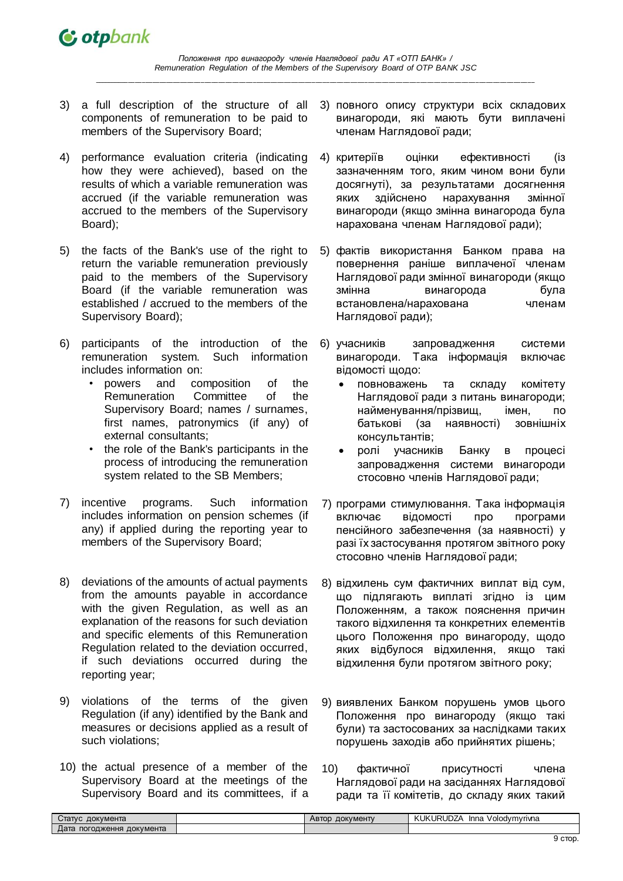3) a full description of the structure of all components of remuneration to be paid to members of the Supervisory Board;

4) performance evaluation criteria (indicating how they were achieved), based on the results of which a variable remuneration was accrued (if the variable remuneration was accrued to the members of the Supervisory Board);

5) the facts of the Bank's use of the right to return the variable remuneration previously paid to the members of the Supervisory Board (if the variable remuneration was established / accrued to the members of the Supervisory Board);

6) participants of the introduction of the remuneration system. Such information includes information on:
   - powers and composition of the Remuneration Committee of the Supervisory Board; names / surnames, first names, patronymics (if any) of external consultants;
   - the role of the Bank's participants in the process of introducing the remuneration system related to the SB Members;

7) incentive programs. Such information includes information on pension schemes (if any) if applied during the reporting year to members of the Supervisory Board;

8) deviations of the amounts of actual payments from the amounts payable in accordance with the given Regulation, as well as an explanation of the reasons for such deviation and specific elements of this Remuneration Regulation related to the deviation occurred, if such deviations occurred during the reporting year;

9) violations of the terms of the given Regulation (if any) identified by the Bank and measures or decisions applied as a result of such violations;

10) the actual presence of a member of the Supervisory Board at the meetings of the Supervisory Board and its committees, if a

3) повного опису структури всіх складових винагороди, які мають бути виплачені членам Наглядової ради;

4) критеріїв оцінки ефективності (із зазначенням того, яким чином вони були досягнуті), за результатами досягнення яких здійснено нарахування змінної винагороди (якщо змінна винагорода була нарахована членам Наглядової ради);

5) фактів використання Банком права на повернення раніше виплаченої членам Наглядової ради змінної винагороди (якщо змінна винагорода була встановлена/нарахована членам Наглядової ради);

6) учасників запровадження системи винагороди. Така інформація включає відомості щодо:
   - повноважень та складу комітету Наглядової ради з питань винагороди; найменування/прізвищ, імен, по батькові (за наявності) зовнішніх консультантів;
   - ролі учасників Банку в процесі запровадження системи винагороди стосовно членів Наглядової ради;

7) програми стимулювання. Така інформація включає відомості про програми пенсійного забезпечення (за наявності) у разі їх застосування протягом звітного року стосовно членів Наглядової ради;

8) відхилень сум фактичних виплат від сум, що підлягають виплаті згідно із цим Положенням, а також пояснення причин такого відхилення та конкретних елементів цього Положення про винагороду, щодо яких відбулося відхилення, якщо такі відхилення були протягом звітного року;

9) виявлених Банком порушень умов цього Положення про винагороду (якщо такі були) та застосованих за наслідками таких порушень заходів або прийнятих рішень;

10) фактичної присутності члена Наглядової ради на засіданнях Наглядової ради та її комітетів, до складу яких такий

| Статус документа | | Автор документу | KUKURUDZA Inna Volodymyrivna |
|---|---|---|---|
| Дата погодження документа | | | |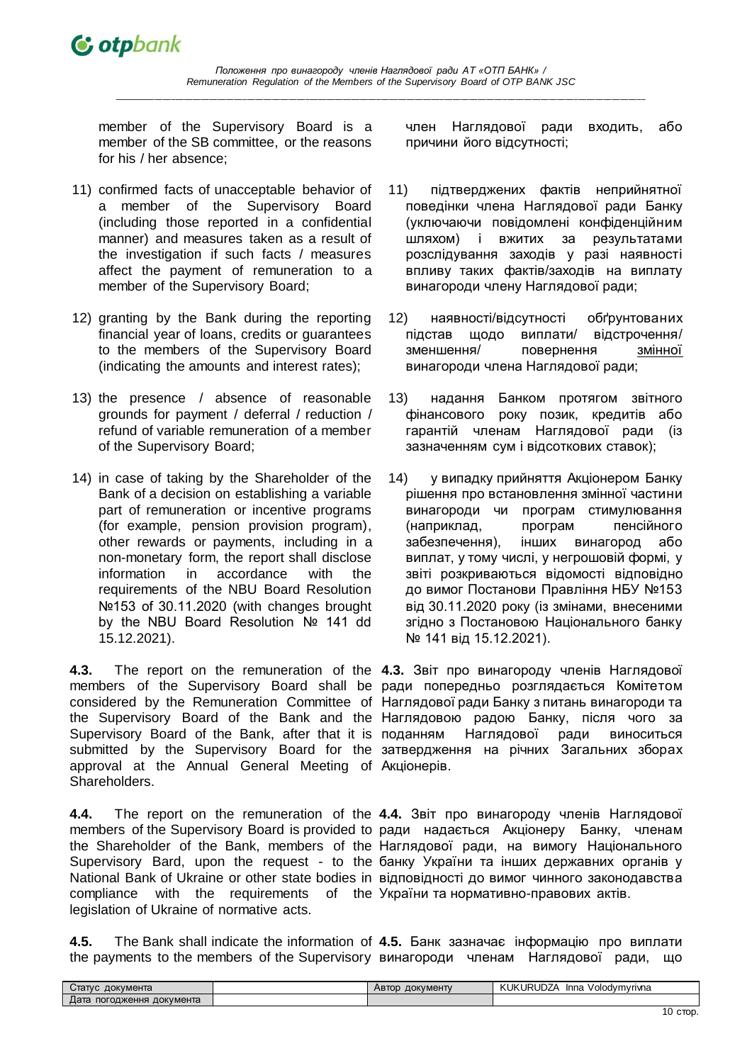member of the Supervisory Board is a member of the SB committee, or the reasons for his / her absence;

11) confirmed facts of unacceptable behavior of a member of the Supervisory Board (including those reported in a confidential manner) and measures taken as a result of the investigation if such facts / measures affect the payment of remuneration to a member of the Supervisory Board;

12) granting by the Bank during the reporting financial year of loans, credits or guarantees to the members of the Supervisory Board (indicating the amounts and interest rates);

13) the presence / absence of reasonable grounds for payment / deferral / reduction / refund of variable remuneration of a member of the Supervisory Board;

14) in case of taking by the Shareholder of the Bank of a decision on establishing a variable part of remuneration or incentive programs (for example, pension provision program), other rewards or payments, including in a non-monetary form, the report shall disclose information in accordance with the requirements of the NBU Board Resolution №153 of 30.11.2020 (with changes brought by the NBU Board Resolution № 141 dd 15.12.2021).

**4.3.** The report on the remuneration of the members of the Supervisory Board shall be considered by the Remuneration Committee of the Supervisory Board of the Bank and the Supervisory Board of the Bank, after that it is submitted by the Supervisory Board for the approval at the Annual General Meeting of Shareholders.

**4.4.** The report on the remuneration of the members of the Supervisory Board is provided to the Shareholder of the Bank, members of the Supervisory Bard, upon the request - to the National Bank of Ukraine or other state bodies in compliance with the requirements of the legislation of Ukraine of normative acts.

**4.5.** The Bank shall indicate the information of the payments to the members of the Supervisory

член Наглядової ради входить, або причини його відсутності;

11) підтверджених фактів неприйнятної поведінки члена Наглядової ради Банку (уключаючи повідомлені конфіденційним шляхом) і вжитих за результатами розслідування заходів у разі наявності впливу таких фактів/заходів на виплату винагороди члену Наглядової ради;

12) наявності/відсутності обґрунтованих підстав щодо виплати/ відстрочення/ зменшення/ повернення змінної винагороди члена Наглядової ради;

13) надання Банком протягом звітного фінансового року позик, кредитів або гарантій членам Наглядової ради (із зазначенням сум і відсоткових ставок);

14) у випадку прийняття Акціонером Банку рішення про встановлення змінної частини винагороди чи програм стимулювання (наприклад, програм пенсійного забезпечення), інших винагород або виплат, у тому числі, у негрошовій формі, у звіті розкриваються відомості відповідно до вимог Постанови Правління НБУ №153 від 30.11.2020 року (із змінами, внесеними згідно з Постановою Національного банку № 141 від 15.12.2021).

**4.3.** Звіт про винагороду членів Наглядової ради попередньо розглядається Комітетом Наглядової ради Банку з питань винагороди та Наглядовою радою Банку, після чого за поданням Наглядової ради виноситься затвердження на річних Загальних зборах Акціонерів.

**4.4.** Звіт про винагороду членів Наглядової ради надається Акціонеру Банку, членам Наглядової ради, на вимогу Національного банку України та інших державних органів у відповідності до вимог чинного законодавства України та нормативно-правових актів.

**4.5.** Банк зазначає інформацію про виплати винагороди членам Наглядової ради, що

| Статус документа | | Автор документу | KUKURUDZA Inna Volodymyrivna |
|---|---|---|---|
| Дата погодження документа | | | |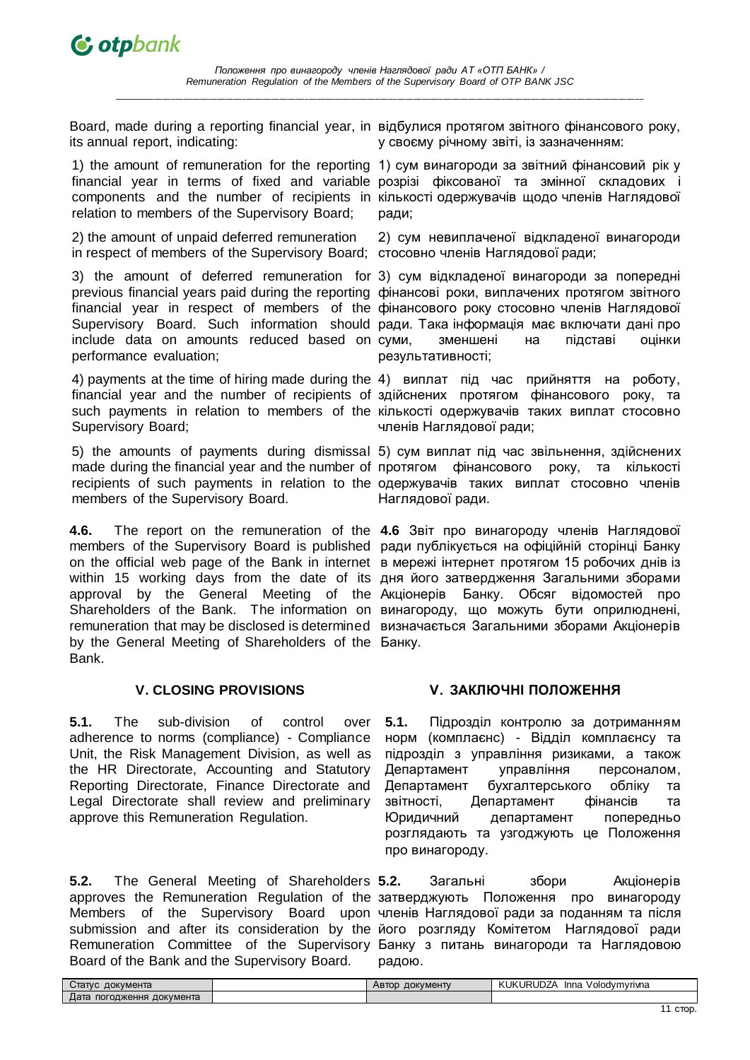Board, made during a reporting financial year, in its annual report, indicating:

1) the amount of remuneration for the reporting financial year in terms of fixed and variable components and the number of recipients in relation to members of the Supervisory Board;

2) the amount of unpaid deferred remuneration in respect of members of the Supervisory Board;

3) the amount of deferred remuneration for previous financial years paid during the reporting financial year in respect of members of the Supervisory Board. Such information should include data on amounts reduced based on performance evaluation;

4) payments at the time of hiring made during the financial year and the number of recipients of such payments in relation to members of the Supervisory Board;

5) the amounts of payments during dismissal made during the financial year and the number of recipients of such payments in relation to the members of the Supervisory Board.

відбулися протягом звітного фінансового року, у своєму річному звіті, із зазначенням:

1) сум винагороди за звітний фінансовий рік у розрізі фіксованої та змінної складових і кількості одержувачів щодо членів Наглядової ради;

2) сум невиплаченої відкладеної винагороди стосовно членів Наглядової ради;

3) сум відкладеної винагороди за попередні фінансові роки, виплачених протягом звітного фінансового року стосовно членів Наглядової ради. Така інформація має включати дані про суми, зменшені на підставі оцінки результативності;

4) виплат під час прийняття на роботу, здійснених протягом фінансового року, та кількості одержувачів таких виплат стосовно членів Наглядової ради;

5) сум виплат під час звільнення, здійснених протягом фінансового року, та кількості одержувачів таких виплат стосовно членів Наглядової ради.

**4.6.** The report on the remuneration of the members of the Supervisory Board is published on the official web page of the Bank in internet within 15 working days from the date of its approval by the General Meeting of the Shareholders of the Bank. The information on remuneration that may be disclosed is determined by the General Meeting of Shareholders of the Bank.

**4.6** Звіт про винагороду членів Наглядової ради публікується на офіційній сторінці Банку в мережі інтернет протягом 15 робочих днів із дня його затвердження Загальними зборами Акціонерів Банку. Обсяг відомостей про винагороду, що можуть бути оприлюднені, визначається Загальними зборами Акціонерів Банку.

## V. CLOSING PROVISIONS

## V. ЗАКЛЮЧНІ ПОЛОЖЕННЯ

**5.1.** The sub-division of control over adherence to norms (compliance) - Compliance Unit, the Risk Management Division, as well as the HR Directorate, Accounting and Statutory Reporting Directorate, Finance Directorate and Legal Directorate shall review and preliminary approve this Remuneration Regulation.

**5.1.** Підрозділ контролю за дотриманням норм (комплаєнс) - Відділ комплаєнсу та підрозділ з управління ризиками, а також Департамент управління персоналом, Департамент бухгалтерського обліку та звітності, Департамент фінансів та Юридичний департамент попередньо розглядають та узгоджують це Положення про винагороду.

**5.2.** The General Meeting of Shareholders approves the Remuneration Regulation of the Members of the Supervisory Board upon submission and after its consideration by the Remuneration Committee of the Supervisory Board of the Bank and the Supervisory Board.

**5.2.** Загальні збори Акціонерів затверджують Положення про винагороду членів Наглядової ради за поданням та після його розгляду Комітетом Наглядової ради Банку з питань винагороди та Наглядовою радою.

| Статус документа | | Автор документу | KUKURUDZA Inna Volodymyrivna |
|---|---|---|---|
| Дата погодження документа | | | |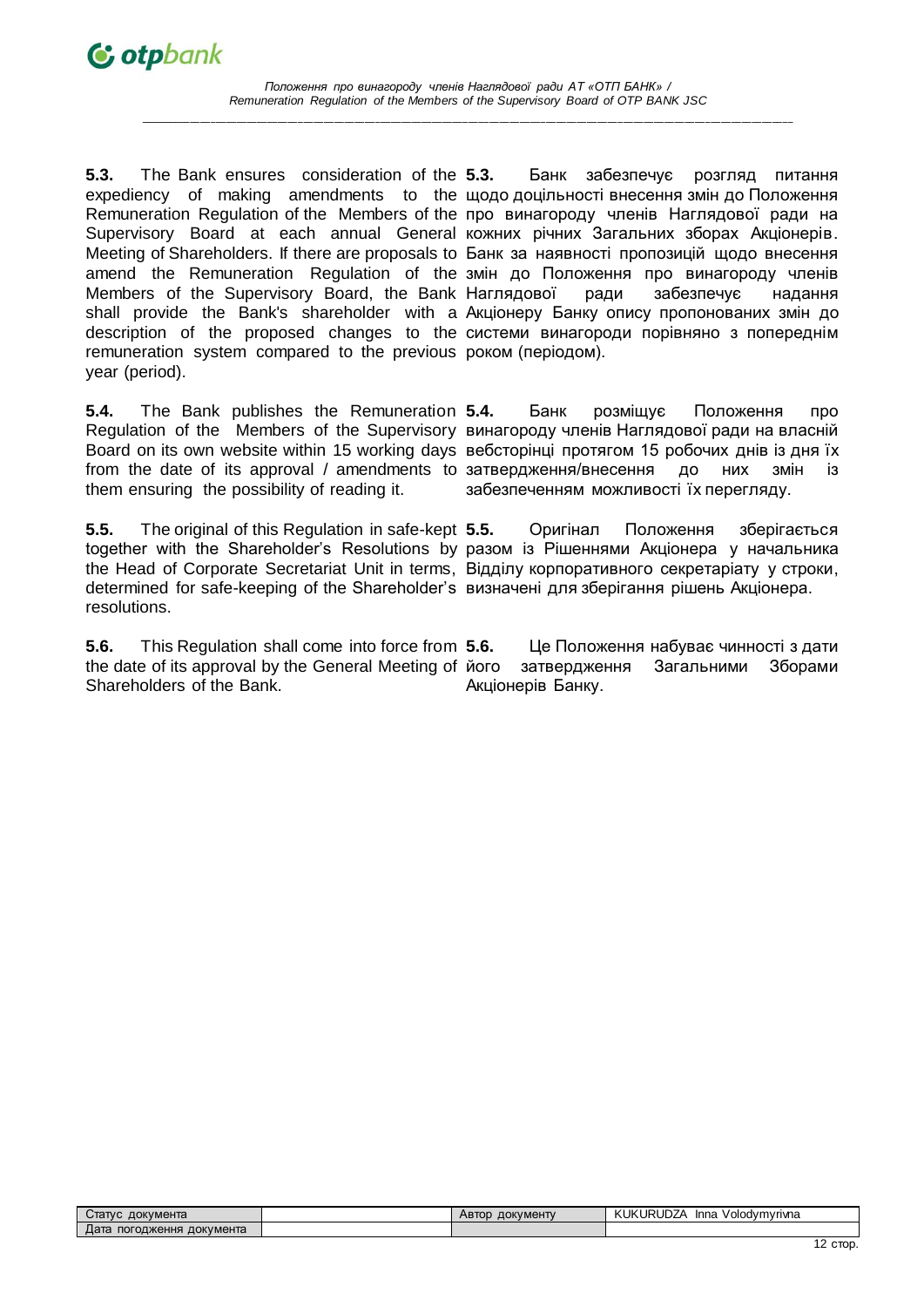**5.3.** The Bank ensures consideration of the expediency of making amendments to the Remuneration Regulation of the Members of the Supervisory Board at each annual General Meeting of Shareholders. If there are proposals to amend the Remuneration Regulation of the Members of the Supervisory Board, the Bank shall provide the Bank's shareholder with a description of the proposed changes to the remuneration system compared to the previous year (period).

**5.3.** Банк забезпечує розгляд питання щодо доцільності внесення змін до Положення про винагороду членів Наглядової ради на кожних річних Загальних зборах Акціонерів. Банк за наявності пропозицій щодо внесення змін до Положення про винагороду членів Наглядової ради забезпечує надання Акціонеру Банку опису пропонованих змін до системи винагороди порівняно з попереднім роком (періодом).

**5.4.** The Bank publishes the Remuneration Regulation of the Members of the Supervisory Board on its own website within 15 working days from the date of its approval / amendments to them ensuring the possibility of reading it.

**5.4.** Банк розміщує Положення про винагороду членів Наглядової ради на власній вебсторінці протягом 15 робочих днів із дня їх затвердження/внесення до них змін із забезпеченням можливості їх перегляду.

**5.5.** The original of this Regulation in safe-kept together with the Shareholder's Resolutions by the Head of Corporate Secretariat Unit in terms, determined for safe-keeping of the Shareholder's resolutions.

**5.5.** Оригінал Положення зберігається разом із Рішеннями Акціонера у начальника Відділу корпоративного секретаріату у строки, визначені для зберігання рішень Акціонера.

**5.6.** This Regulation shall come into force from the date of its approval by the General Meeting of Shareholders of the Bank.

**5.6.** Це Положення набуває чинності з дати його затвердження Загальними Зборами Акціонерів Банку.

| Статус документа | | Автор документу | KUKURUDZA Inna Volodymyrivna |
|---|---|---|---|
| Дата погодження документа | | | |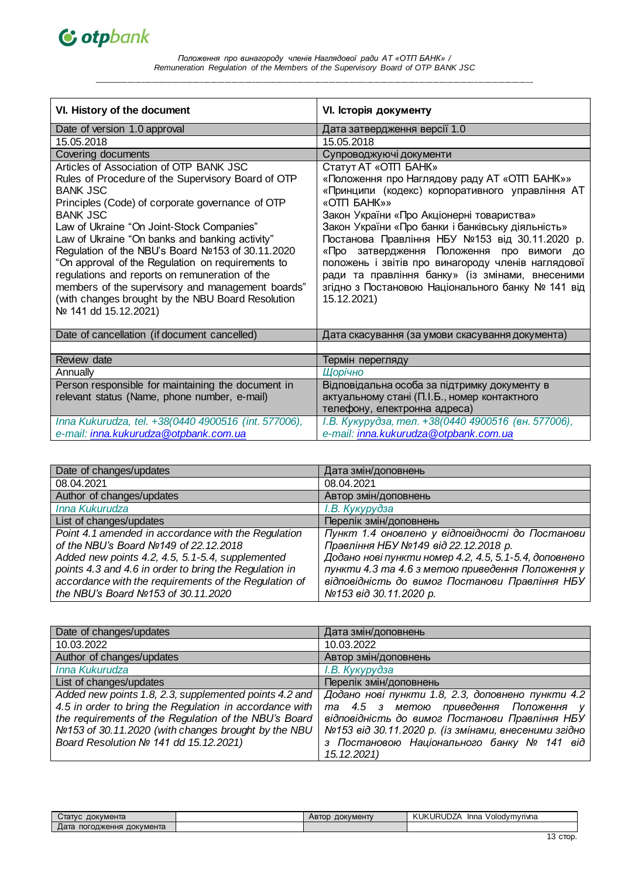| VI. History of the document | VI. Історія документу |
|---|---|
| Date of version 1.0 approval | Дата затвердження версії 1.0 |
| 15.05.2018 | 15.05.2018 |
| Covering documents | Супроводжуючі документи |
| Articles of Association of OTP BANK JSC<br>Rules of Procedure of the Supervisory Board of OTP BANK JSC<br>Principles (Code) of corporate governance of OTP BANK JSC<br>Law of Ukraine "On Joint-Stock Companies"<br>Law of Ukraine "On banks and banking activity"<br>Regulation of the NBU's Board №153 of 30.11.2020 "On approval of the Regulation on requirements to regulations and reports on remuneration of the members of the supervisory and management boards" (with changes brought by the NBU Board Resolution № 141 dd 15.12.2021) | Статут АТ «ОТП БАНК»<br>«Положення про Наглядову раду АТ «ОТП БАНК»»<br>«Принципи (кодекс) корпоративного управління АТ «ОТП БАНК»»<br>Закон України «Про Акціонерні товариства»<br>Закон України «Про банки і банківську діяльність»<br>Постанова Правління НБУ №153 від 30.11.2020 р. «Про затвердження Положення про вимоги до положень і звітів про винагороду членів наглядової ради та правління банку» (із змінами, внесеними згідно з Постановою Національного банку № 141 від 15.12.2021) |
| Date of cancellation (if document cancelled) | Дата скасування (за умови скасування документа) |
| | |
| Review date | Термін перегляду |
| Annually | *Щорічно* |
| Person responsible for maintaining the document in relevant status (Name, phone number, e-mail) | Відповідальна особа за підтримку документу в актуальному стані (П.І.Б., номер контактного телефону, електронна адреса) |
| *Inna Kukurudza, tel. +38(0440 4900516 (int. 577006), e-mail: inna.kukurudza@otpbank.com.ua* | *І.В. Кукурудза, тел. +38(0440 4900516 (вн. 577006), e-mail: inna.kukurudza@otpbank.com.ua* |

| Date of changes/updates | Дата змін/доповнень |
|---|---|
| 08.04.2021 | 08.04.2021 |
| Author of changes/updates | Автор змін/доповнень |
| *Inna Kukurudza* | *І.В. Кукурудза* |
| List of changes/updates | Перелік змін/доповнень |
| *Point 4.1 amended in accordance with the Regulation of the NBU's Board №149 of 22.12.2018*<br>*Added new points 4.2, 4.5, 5.1-5.4, supplemented points 4.3 and 4.6 in order to bring the Regulation in accordance with the requirements of the Regulation of the NBU's Board №153 of 30.11.2020* | *Пункт 1.4 оновлено у відповідності до Постанови Правління НБУ №149 від 22.12.2018 р.*<br>*Додано нові пункти номер 4.2, 4.5, 5.1-5.4, доповнено пункти 4.3 та 4.6 з метою приведення Положення у відповідність до вимог Постанови Правління НБУ №153 від 30.11.2020 р.* |

| Date of changes/updates | Дата змін/доповнень |
|---|---|
| 10.03.2022 | 10.03.2022 |
| Author of changes/updates | Автор змін/доповнень |
| *Inna Kukurudza* | *І.В. Кукурудза* |
| List of changes/updates | Перелік змін/доповнень |
| *Added new points 1.8, 2.3, supplemented points 4.2 and 4.5 in order to bring the Regulation in accordance with the requirements of the Regulation of the NBU's Board №153 of 30.11.2020 (with changes brought by the NBU Board Resolution № 141 dd 15.12.2021)* | *Додано нові пункти 1.8, 2.3, доповнено пункти 4.2 та 4.5 з метою приведення Положення у відповідність до вимог Постанови Правління НБУ №153 від 30.11.2020 р. (із змінами, внесеними згідно з Постановою Національного банку № 141 від 15.12.2021)* |

| | | | |
|---|---|---|---|
| Статус документа | | Автор документу | KUKURUDZA Inna Volodymyrivna |
| Дата погодження документа | | | |